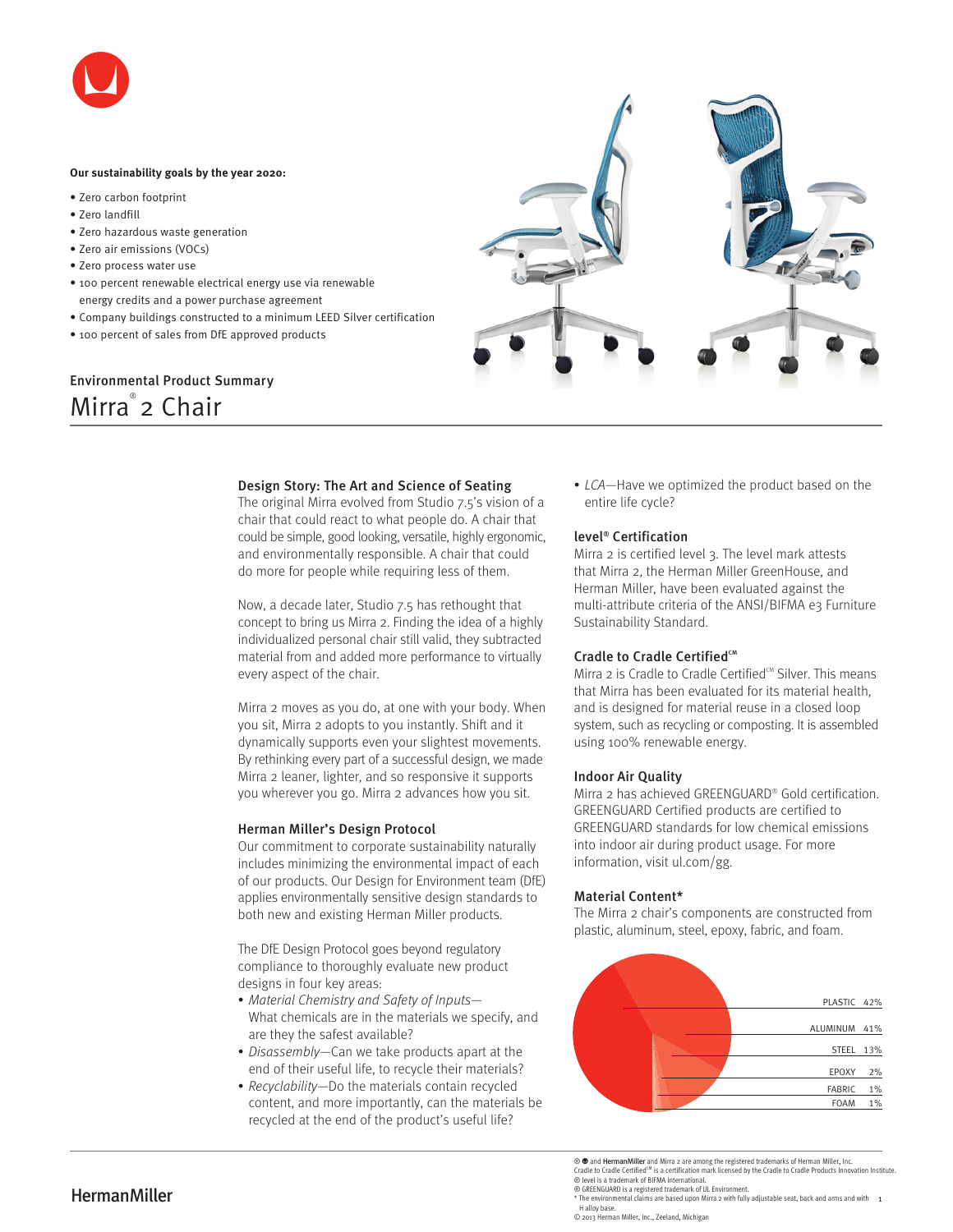**Our sustainability goals by the year 2020:**

- Zero carbon footprint
- Zero landfill
- Zero hazardous waste generation
- Zero air emissions (VOCs)
- Zero process water use
- 100 percent renewable electrical energy use via renewable energy credits and a power purchase agreement
- Company buildings constructed to a minimum LEED Silver certification
- 100 percent of sales from DfE approved products

## Environmental Product Summary

# Mirra® 2 Chair

### Design Story: The Art and Science of Seating

The original Mirra evolved from Studio 7.5's vision of a chair that could react to what people do. A chair that could be simple, good looking, versatile, highly ergonomic, and environmentally responsible. A chair that could do more for people while requiring less of them.

Now, a decade later, Studio 7.5 has rethought that concept to bring us Mirra 2. Finding the idea of a highly individualized personal chair still valid, they subtracted material from and added more performance to virtually every aspect of the chair.

Mirra 2 moves as you do, at one with your body. When you sit, Mirra 2 adopts to you instantly. Shift and it dynamically supports even your slightest movements. By rethinking every part of a successful design, we made Mirra 2 leaner, lighter, and so responsive it supports you wherever you go. Mirra 2 advances how you sit.

### Herman Miller's Design Protocol

Our commitment to corporate sustainability naturally includes minimizing the environmental impact of each of our products. Our Design for Environment team (DfE) applies environmentally sensitive design standards to both new and existing Herman Miller products.

The DfE Design Protocol goes beyond regulatory compliance to thoroughly evaluate new product designs in four key areas:

- *Material Chemistry and Safety of Inputs*—What chemicals are in the materials we specify, and are they the safest available?
- *Disassembly*—Can we take products apart at the end of their useful life, to recycle their materials?
- *Recyclability*—Do the materials contain recycled content, and more importantly, can the materials be recycled at the end of the product's useful life?
- *LCA*—Have we optimized the product based on the entire life cycle?

### level® Certification

Mirra 2 is certified level 3. The level mark attests that Mirra 2, the Herman Miller GreenHouse, and Herman Miller, have been evaluated against the multi-attribute criteria of the ANSI/BIFMA e3 Furniture Sustainability Standard.

### Cradle to Cradle Certified℠

Mirra 2 is Cradle to Cradle Certified℠ Silver. This means that Mirra has been evaluated for its material health, and is designed for material reuse in a closed loop system, such as recycling or composting. It is assembled using 100% renewable energy.

### Indoor Air Quality

Mirra 2 has achieved GREENGUARD® Gold certification. GREENGUARD Certified products are certified to GREENGUARD standards for low chemical emissions into indoor air during product usage. For more information, visit ul.com/gg.

### Material Content*

The Mirra 2 chair's components are constructed from plastic, aluminum, steel, epoxy, fabric, and foam.

| Material | % |
|---|---|
| PLASTIC | 42% |
| ALUMINUM | 41% |
| STEEL | 13% |
| EPOXY | 2% |
| FABRIC | 1% |
| FOAM | 1% |

® and HermanMiller and Mirra 2 are among the registered trademarks of Herman Miller, Inc.
Cradle to Cradle Certified℠ is a certification mark licensed by the Cradle to Cradle Products Innovation Institute.
® level is a trademark of BIFMA International.
® GREENGUARD is a registered trademark of UL Environment.
* The environmental claims are based upon Mirra 2 with fully adjustable seat, back and arms and with H alloy base.
© 2013 Herman Miller, Inc., Zeeland, Michigan

HermanMiller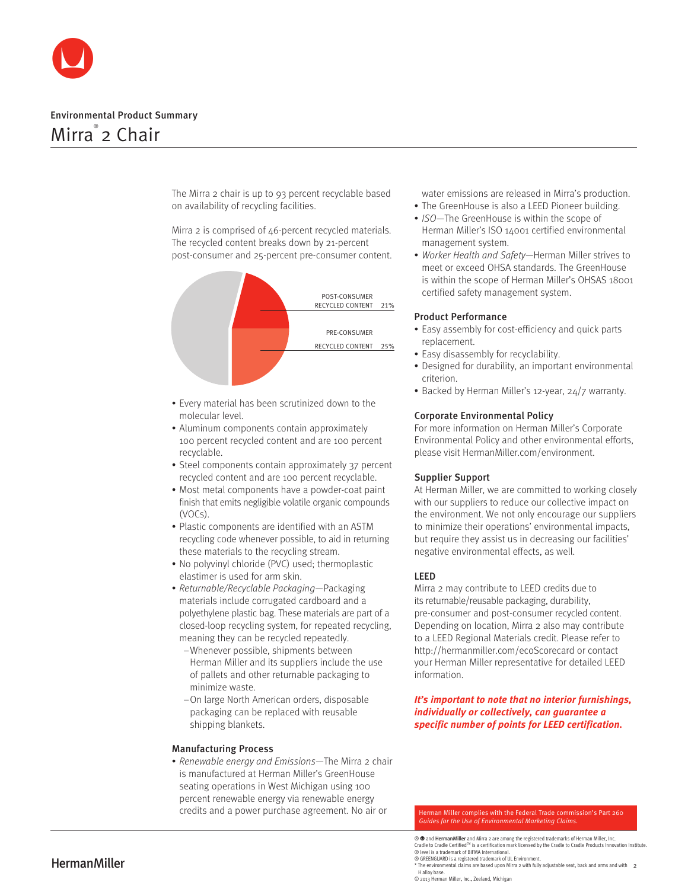Environmental Product Summary

# Mirra® 2 Chair

The Mirra 2 chair is up to 93 percent recyclable based on availability of recycling facilities.

Mirra 2 is comprised of 46-percent recycled materials. The recycled content breaks down by 21-percent post-consumer and 25-percent pre-consumer content.

POST-CONSUMER RECYCLED CONTENT 21%

PRE-CONSUMER RECYCLED CONTENT 25%

- Every material has been scrutinized down to the molecular level.
- Aluminum components contain approximately 100 percent recycled content and are 100 percent recyclable.
- Steel components contain approximately 37 percent recycled content and are 100 percent recyclable.
- Most metal components have a powder-coat paint finish that emits negligible volatile organic compounds (VOCs).
- Plastic components are identified with an ASTM recycling code whenever possible, to aid in returning these materials to the recycling stream.
- No polyvinyl chloride (PVC) used; thermoplastic elastimer is used for arm skin.
- *Returnable/Recyclable Packaging*—Packaging materials include corrugated cardboard and a polyethylene plastic bag. These materials are part of a closed-loop recycling system, for repeated recycling, meaning they can be recycled repeatedly.
  - Whenever possible, shipments between Herman Miller and its suppliers include the use of pallets and other returnable packaging to minimize waste.
  - On large North American orders, disposable packaging can be replaced with reusable shipping blankets.

## Manufacturing Process

- *Renewable energy and Emissions*—The Mirra 2 chair is manufactured at Herman Miller's GreenHouse seating operations in West Michigan using 100 percent renewable energy via renewable energy credits and a power purchase agreement. No air or water emissions are released in Mirra's production.
- The GreenHouse is also a LEED Pioneer building.
- *ISO*—The GreenHouse is within the scope of Herman Miller's ISO 14001 certified environmental management system.
- *Worker Health and Safety*—Herman Miller strives to meet or exceed OHSA standards. The GreenHouse is within the scope of Herman Miller's OHSAS 18001 certified safety management system.

## Product Performance

- Easy assembly for cost-efficiency and quick parts replacement.
- Easy disassembly for recyclability.
- Designed for durability, an important environmental criterion.
- Backed by Herman Miller's 12-year, 24/7 warranty.

## Corporate Environmental Policy

For more information on Herman Miller's Corporate Environmental Policy and other environmental efforts, please visit HermanMiller.com/environment.

## Supplier Support

At Herman Miller, we are committed to working closely with our suppliers to reduce our collective impact on the environment. We not only encourage our suppliers to minimize their operations' environmental impacts, but require they assist us in decreasing our facilities' negative environmental effects, as well.

## LEED

Mirra 2 may contribute to LEED credits due to its returnable/reusable packaging, durability, pre-consumer and post-consumer recycled content. Depending on location, Mirra 2 also may contribute to a LEED Regional Materials credit. Please refer to http://hermanmiller.com/ecoScorecard or contact your Herman Miller representative for detailed LEED information.

***It's important to note that no interior furnishings, individually or collectively, can guarantee a specific number of points for LEED certification.***

Herman Miller complies with the Federal Trade commission's Part 260 *Guides for the Use of Environmental Marketing Claims.*

® and HermanMiller and Mirra 2 are among the registered trademarks of Herman Miller, Inc.
Cradle to Cradle Certified℠ is a certification mark licensed by the Cradle to Cradle Products Innovation Institute.
® level is a trademark of BIFMA International.
® GREENGUARD is a registered trademark of UL Environment.
\* The environmental claims are based upon Mirra 2 with fully adjustable seat, back and arms and with H alloy base.
© 2013 Herman Miller, Inc., Zeeland, Michigan

HermanMiller